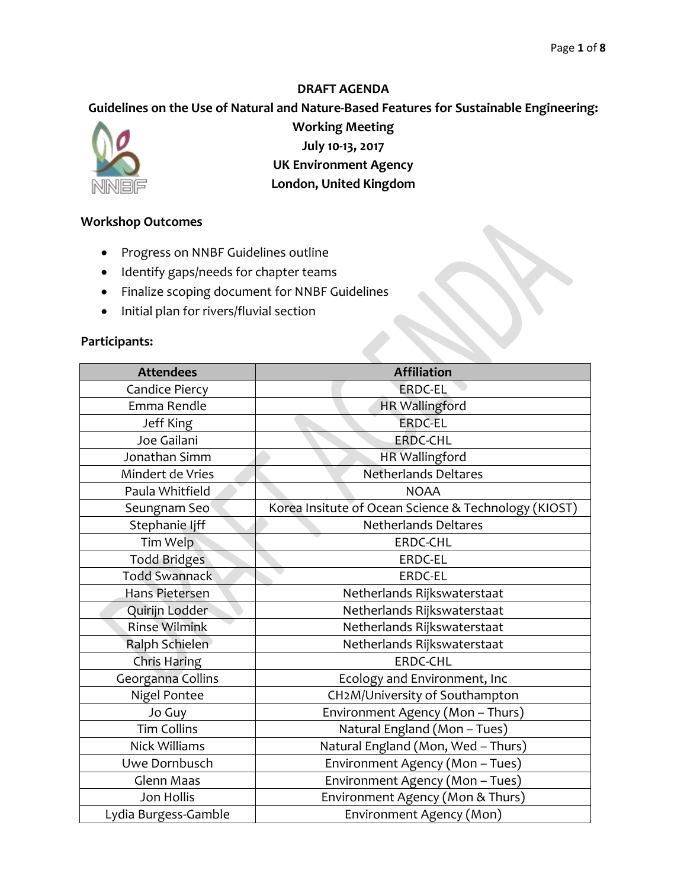**DRAFT AGENDA**

**Guidelines on the Use of Natural and Nature-Based Features for Sustainable Engineering:**

**Working Meeting**

**July 10-13, 2017**

**UK Environment Agency**

**London, United Kingdom**

**Workshop Outcomes**

- Progress on NNBF Guidelines outline
- Identify gaps/needs for chapter teams
- Finalize scoping document for NNBF Guidelines
- Initial plan for rivers/fluvial section

**Participants:**

| Attendees | Affiliation |
|---|---|
| Candice Piercy | ERDC-EL |
| Emma Rendle | HR Wallingford |
| Jeff King | ERDC-EL |
| Joe Gailani | ERDC-CHL |
| Jonathan Simm | HR Wallingford |
| Mindert de Vries | Netherlands Deltares |
| Paula Whitfield | NOAA |
| Seungnam Seo | Korea Insitute of Ocean Science & Technology (KIOST) |
| Stephanie Ijff | Netherlands Deltares |
| Tim Welp | ERDC-CHL |
| Todd Bridges | ERDC-EL |
| Todd Swannack | ERDC-EL |
| Hans Pietersen | Netherlands Rijkswaterstaat |
| Quirijn Lodder | Netherlands Rijkswaterstaat |
| Rinse Wilmink | Netherlands Rijkswaterstaat |
| Ralph Schielen | Netherlands Rijkswaterstaat |
| Chris Haring | ERDC-CHL |
| Georganna Collins | Ecology and Environment, Inc |
| Nigel Pontee | CH2M/University of Southampton |
| Jo Guy | Environment Agency (Mon – Thurs) |
| Tim Collins | Natural England (Mon – Tues) |
| Nick Williams | Natural England (Mon, Wed – Thurs) |
| Uwe Dornbusch | Environment Agency (Mon – Tues) |
| Glenn Maas | Environment Agency (Mon – Tues) |
| Jon Hollis | Environment Agency (Mon & Thurs) |
| Lydia Burgess-Gamble | Environment Agency (Mon) |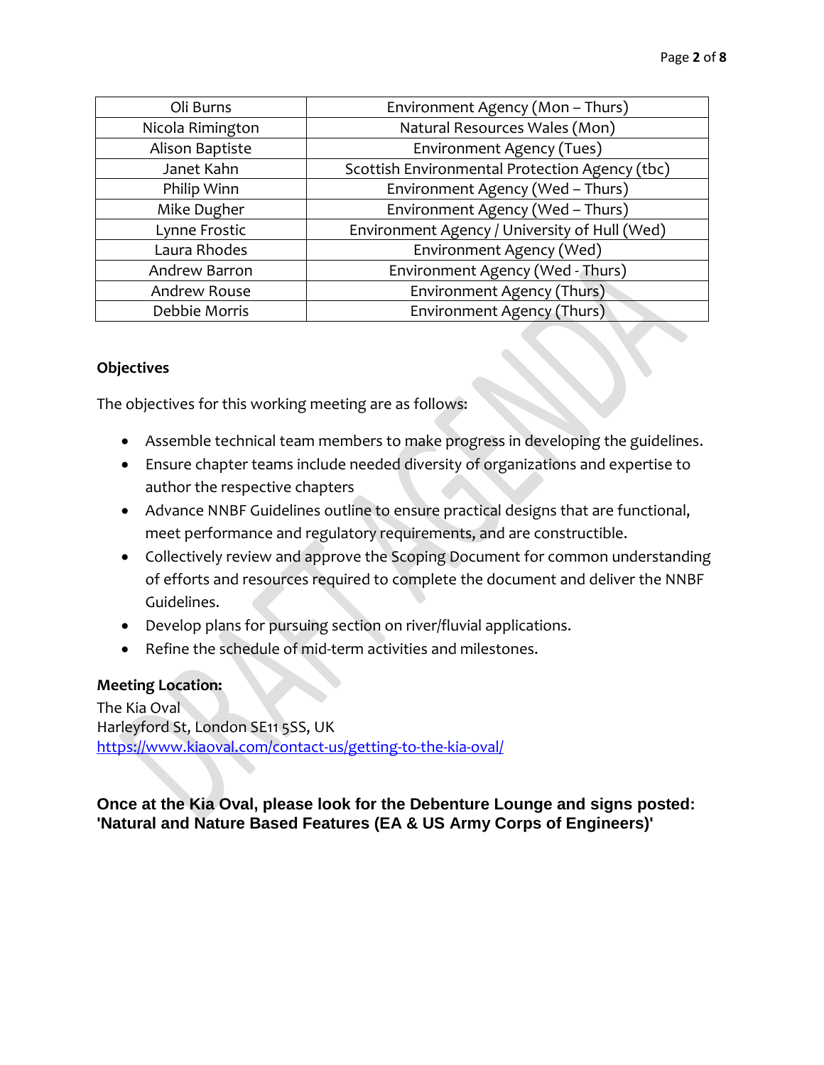| | |
|---|---|
| Oli Burns | Environment Agency (Mon – Thurs) |
| Nicola Rimington | Natural Resources Wales (Mon) |
| Alison Baptiste | Environment Agency (Tues) |
| Janet Kahn | Scottish Environmental Protection Agency (tbc) |
| Philip Winn | Environment Agency (Wed – Thurs) |
| Mike Dugher | Environment Agency (Wed – Thurs) |
| Lynne Frostic | Environment Agency / University of Hull (Wed) |
| Laura Rhodes | Environment Agency (Wed) |
| Andrew Barron | Environment Agency (Wed - Thurs) |
| Andrew Rouse | Environment Agency (Thurs) |
| Debbie Morris | Environment Agency (Thurs) |

**Objectives**

The objectives for this working meeting are as follows:

- Assemble technical team members to make progress in developing the guidelines.
- Ensure chapter teams include needed diversity of organizations and expertise to author the respective chapters
- Advance NNBF Guidelines outline to ensure practical designs that are functional, meet performance and regulatory requirements, and are constructible.
- Collectively review and approve the Scoping Document for common understanding of efforts and resources required to complete the document and deliver the NNBF Guidelines.
- Develop plans for pursuing section on river/fluvial applications.
- Refine the schedule of mid-term activities and milestones.

**Meeting Location:**

The Kia Oval
Harleyford St, London SE11 5SS, UK
https://www.kiaoval.com/contact-us/getting-to-the-kia-oval/

**Once at the Kia Oval, please look for the Debenture Lounge and signs posted: 'Natural and Nature Based Features (EA & US Army Corps of Engineers)'**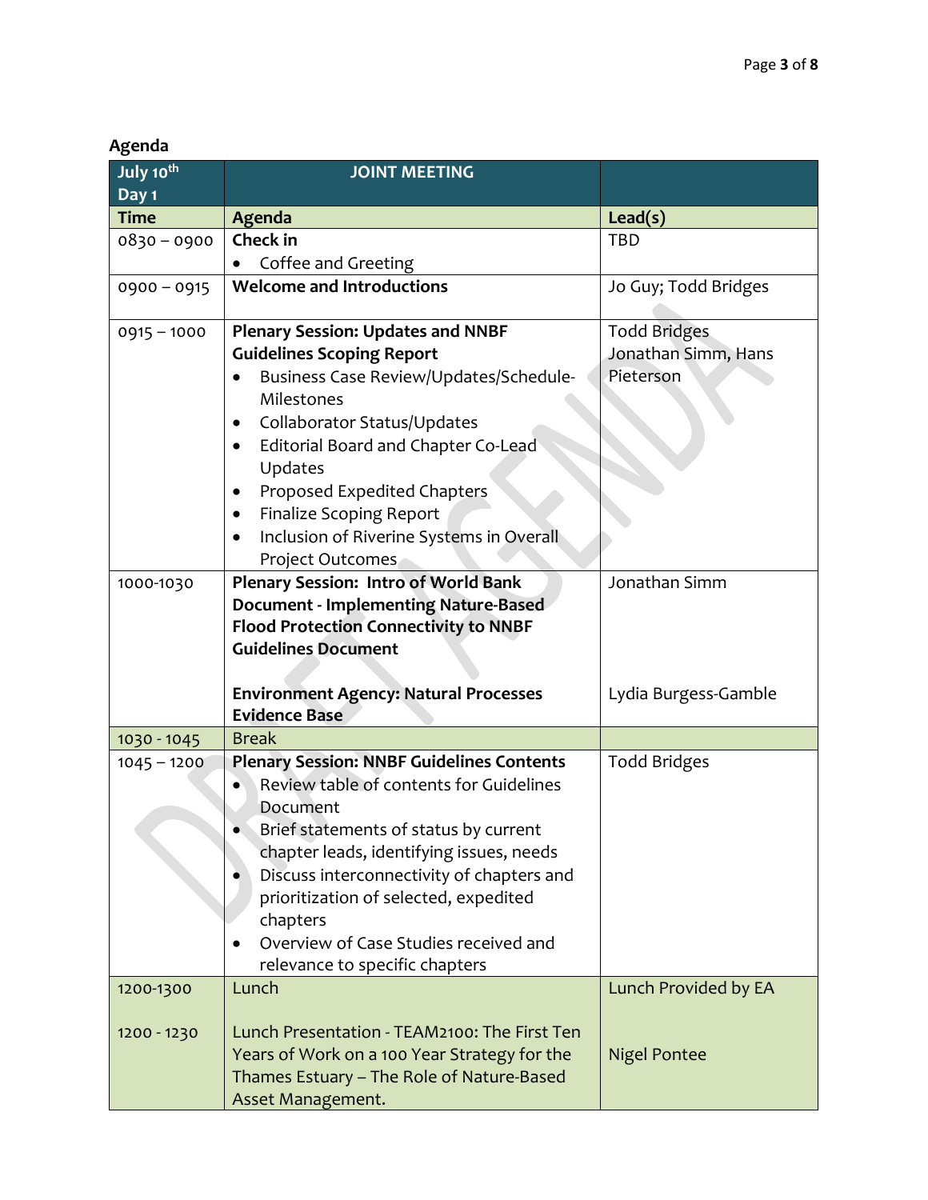**Agenda**

| July 10th Day 1 | JOINT MEETING | |
|---|---|---|
| **Time** | **Agenda** | **Lead(s)** |
| 0830 – 0900 | **Check in**<br>• Coffee and Greeting | TBD |
| 0900 – 0915 | **Welcome and Introductions** | Jo Guy; Todd Bridges |
| 0915 – 1000 | **Plenary Session: Updates and NNBF Guidelines Scoping Report**<br>• Business Case Review/Updates/Schedule-Milestones<br>• Collaborator Status/Updates<br>• Editorial Board and Chapter Co-Lead Updates<br>• Proposed Expedited Chapters<br>• Finalize Scoping Report<br>• Inclusion of Riverine Systems in Overall Project Outcomes | Todd Bridges<br>Jonathan Simm, Hans Pieterson |
| 1000-1030 | **Plenary Session: Intro of World Bank Document - Implementing Nature-Based Flood Protection Connectivity to NNBF Guidelines Document**<br><br>**Environment Agency: Natural Processes Evidence Base** | Jonathan Simm<br><br>Lydia Burgess-Gamble |
| 1030 - 1045 | Break | |
| 1045 – 1200 | **Plenary Session: NNBF Guidelines Contents**<br>• Review table of contents for Guidelines Document<br>• Brief statements of status by current chapter leads, identifying issues, needs<br>• Discuss interconnectivity of chapters and prioritization of selected, expedited chapters<br>• Overview of Case Studies received and relevance to specific chapters | Todd Bridges |
| 1200-1300<br><br>1200 - 1230 | Lunch<br><br>Lunch Presentation - TEAM2100: The First Ten Years of Work on a 100 Year Strategy for the Thames Estuary – The Role of Nature-Based Asset Management. | Lunch Provided by EA<br><br>Nigel Pontee |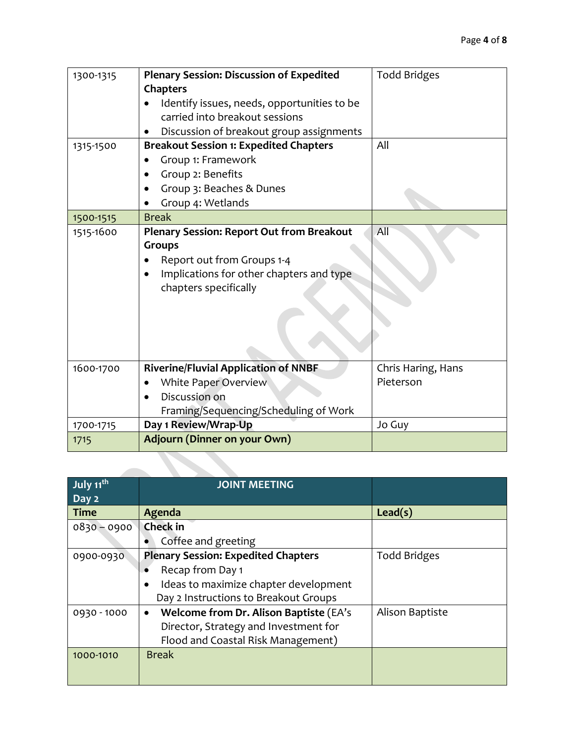| | | |
|---|---|---|
| 1300-1315 | **Plenary Session: Discussion of Expedited Chapters**<br>• Identify issues, needs, opportunities to be carried into breakout sessions<br>• Discussion of breakout group assignments | Todd Bridges |
| 1315-1500 | **Breakout Session 1: Expedited Chapters**<br>• Group 1: Framework<br>• Group 2: Benefits<br>• Group 3: Beaches & Dunes<br>• Group 4: Wetlands | All |
| 1500-1515 | Break | |
| 1515-1600 | **Plenary Session: Report Out from Breakout Groups**<br>• Report out from Groups 1-4<br>• Implications for other chapters and type chapters specifically | All |
| 1600-1700 | **Riverine/Fluvial Application of NNBF**<br>• White Paper Overview<br>• Discussion on Framing/Sequencing/Scheduling of Work | Chris Haring, Hans Pieterson |
| 1700-1715 | **Day 1 Review/Wrap-Up** | Jo Guy |
| 1715 | **Adjourn (Dinner on your Own)** | |

| July 11th Day 2 | JOINT MEETING | |
|---|---|---|
| **Time** | **Agenda** | **Lead(s)** |
| 0830 – 0900 | **Check in**<br>• Coffee and greeting | |
| 0900-0930 | **Plenary Session: Expedited Chapters**<br>• Recap from Day 1<br>• Ideas to maximize chapter development<br>Day 2 Instructions to Breakout Groups | Todd Bridges |
| 0930 - 1000 | • **Welcome from Dr. Alison Baptiste** (EA's Director, Strategy and Investment for Flood and Coastal Risk Management) | Alison Baptiste |
| 1000-1010 | Break | |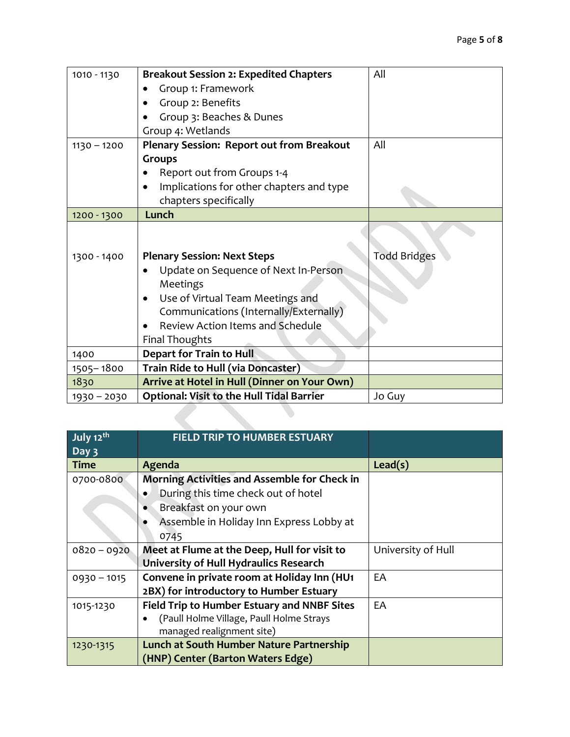| | | |
|---|---|---|
| 1010 - 1130 | **Breakout Session 2: Expedited Chapters**<br>• Group 1: Framework<br>• Group 2: Benefits<br>• Group 3: Beaches & Dunes<br>Group 4: Wetlands | All |
| 1130 – 1200 | **Plenary Session: Report out from Breakout Groups**<br>• Report out from Groups 1-4<br>• Implications for other chapters and type chapters specifically | All |
| 1200 - 1300 | **Lunch** | |
| 1300 - 1400 | **Plenary Session: Next Steps**<br>• Update on Sequence of Next In-Person Meetings<br>• Use of Virtual Team Meetings and Communications (Internally/Externally)<br>• Review Action Items and Schedule<br>Final Thoughts | Todd Bridges |
| 1400 | **Depart for Train to Hull** | |
| 1505– 1800 | **Train Ride to Hull (via Doncaster)** | |
| 1830 | **Arrive at Hotel in Hull (Dinner on Your Own)** | |
| 1930 – 2030 | **Optional: Visit to the Hull Tidal Barrier** | Jo Guy |

| July 12th Day 3 | FIELD TRIP TO HUMBER ESTUARY | |
|---|---|---|
| **Time** | **Agenda** | **Lead(s)** |
| 0700-0800 | **Morning Activities and Assemble for Check in**<br>• During this time check out of hotel<br>• Breakfast on your own<br>• Assemble in Holiday Inn Express Lobby at 0745 | |
| 0820 – 0920 | **Meet at Flume at the Deep, Hull for visit to University of Hull Hydraulics Research** | University of Hull |
| 0930 – 1015 | **Convene in private room at Holiday Inn (HU1 2BX) for introductory to Humber Estuary** | EA |
| 1015-1230 | **Field Trip to Humber Estuary and NNBF Sites**<br>• (Paull Holme Village, Paull Holme Strays managed realignment site) | EA |
| 1230-1315 | **Lunch at South Humber Nature Partnership (HNP) Center (Barton Waters Edge)** | |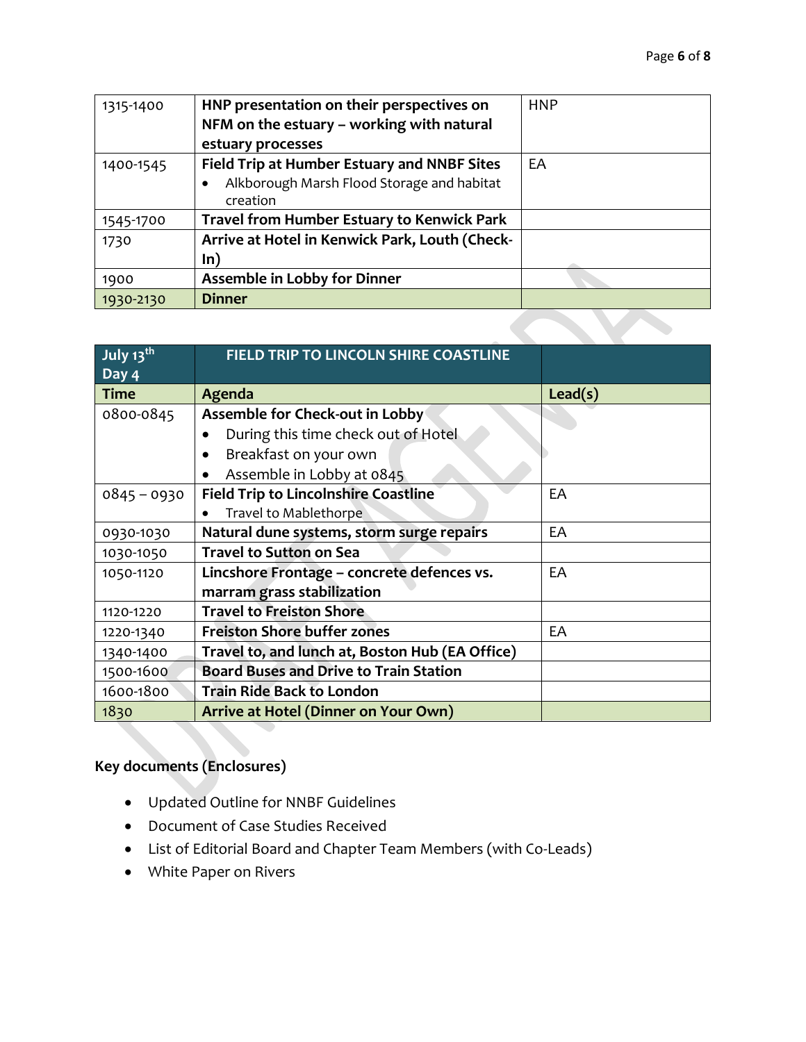| | | |
|---|---|---|
| 1315-1400 | **HNP presentation on their perspectives on NFM on the estuary – working with natural estuary processes** | HNP |
| 1400-1545 | **Field Trip at Humber Estuary and NNBF Sites**<br>• Alkborough Marsh Flood Storage and habitat creation | EA |
| 1545-1700 | **Travel from Humber Estuary to Kenwick Park** | |
| 1730 | **Arrive at Hotel in Kenwick Park, Louth (Check-In)** | |
| 1900 | **Assemble in Lobby for Dinner** | |
| 1930-2130 | **Dinner** | |

| July 13th Day 4 | FIELD TRIP TO LINCOLN SHIRE COASTLINE | |
|---|---|---|
| **Time** | **Agenda** | **Lead(s)** |
| 0800-0845 | **Assemble for Check-out in Lobby**<br>• During this time check out of Hotel<br>• Breakfast on your own<br>• Assemble in Lobby at 0845 | |
| 0845 – 0930 | **Field Trip to Lincolnshire Coastline**<br>• Travel to Mablethorpe | EA |
| 0930-1030 | **Natural dune systems, storm surge repairs** | EA |
| 1030-1050 | **Travel to Sutton on Sea** | |
| 1050-1120 | **Lincshore Frontage – concrete defences vs. marram grass stabilization** | EA |
| 1120-1220 | **Travel to Freiston Shore** | |
| 1220-1340 | **Freiston Shore buffer zones** | EA |
| 1340-1400 | **Travel to, and lunch at, Boston Hub (EA Office)** | |
| 1500-1600 | **Board Buses and Drive to Train Station** | |
| 1600-1800 | **Train Ride Back to London** | |
| 1830 | **Arrive at Hotel (Dinner on Your Own)** | |

**Key documents (Enclosures)**

- Updated Outline for NNBF Guidelines
- Document of Case Studies Received
- List of Editorial Board and Chapter Team Members (with Co-Leads)
- White Paper on Rivers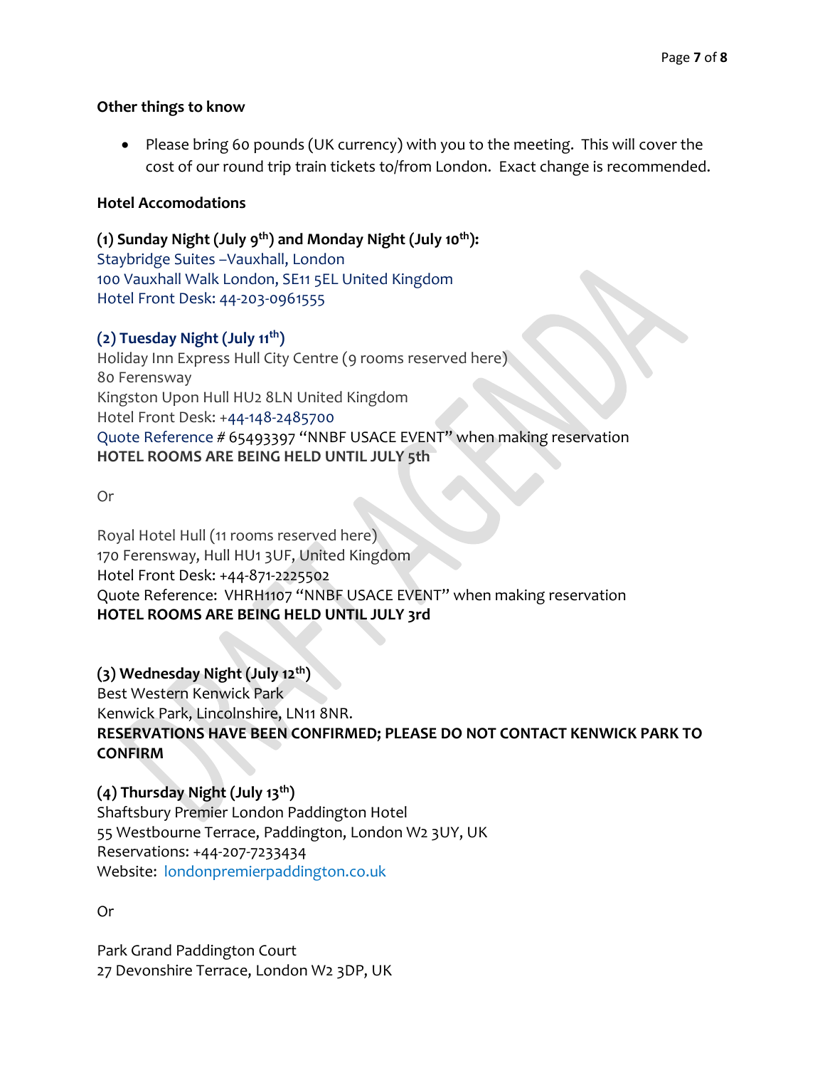**Other things to know**

- Please bring 60 pounds (UK currency) with you to the meeting. This will cover the cost of our round trip train tickets to/from London. Exact change is recommended.

**Hotel Accomodations**

**(1) Sunday Night (July 9th) and Monday Night (July 10th):**
Staybridge Suites –Vauxhall, London
100 Vauxhall Walk London, SE11 5EL United Kingdom
Hotel Front Desk: 44-203-0961555

**(2) Tuesday Night (July 11th)**
Holiday Inn Express Hull City Centre (9 rooms reserved here)
80 Ferensway
Kingston Upon Hull HU2 8LN United Kingdom
Hotel Front Desk: +44-148-2485700
Quote Reference # 65493397 "NNBF USACE EVENT" when making reservation
**HOTEL ROOMS ARE BEING HELD UNTIL JULY 5th**

Or

Royal Hotel Hull (11 rooms reserved here)
170 Ferensway, Hull HU1 3UF, United Kingdom
Hotel Front Desk: +44-871-2225502
Quote Reference: VHRH1107 "NNBF USACE EVENT" when making reservation
**HOTEL ROOMS ARE BEING HELD UNTIL JULY 3rd**

**(3) Wednesday Night (July 12th)**
Best Western Kenwick Park
Kenwick Park, Lincolnshire, LN11 8NR.
**RESERVATIONS HAVE BEEN CONFIRMED; PLEASE DO NOT CONTACT KENWICK PARK TO CONFIRM**

**(4) Thursday Night (July 13th)**
Shaftsbury Premier London Paddington Hotel
55 Westbourne Terrace, Paddington, London W2 3UY, UK
Reservations: +44-207-7233434
Website: londonpremierpaddington.co.uk

Or

Park Grand Paddington Court
27 Devonshire Terrace, London W2 3DP, UK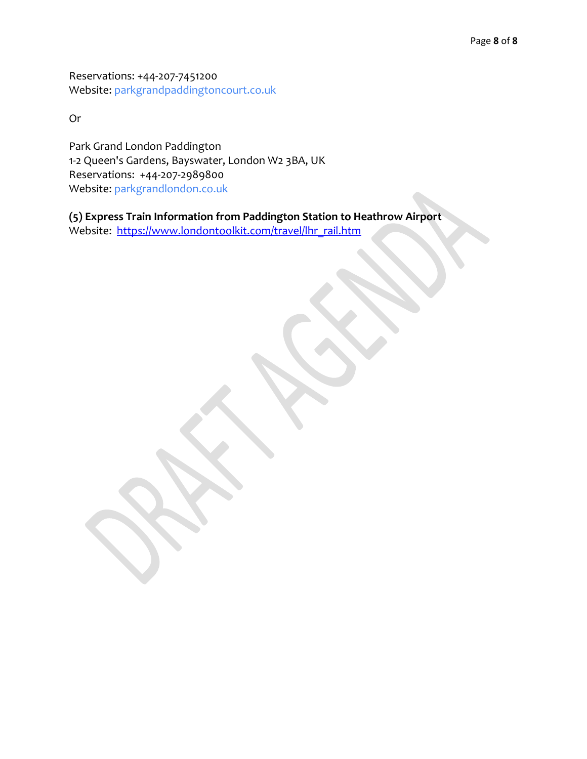Reservations: +44-207-7451200
Website: parkgrandpaddingtoncourt.co.uk

Or

Park Grand London Paddington
1-2 Queen's Gardens, Bayswater, London W2 3BA, UK
Reservations: +44-207-2989800
Website: parkgrandlondon.co.uk

**(5) Express Train Information from Paddington Station to Heathrow Airport**
Website: https://www.londontoolkit.com/travel/lhr_rail.htm